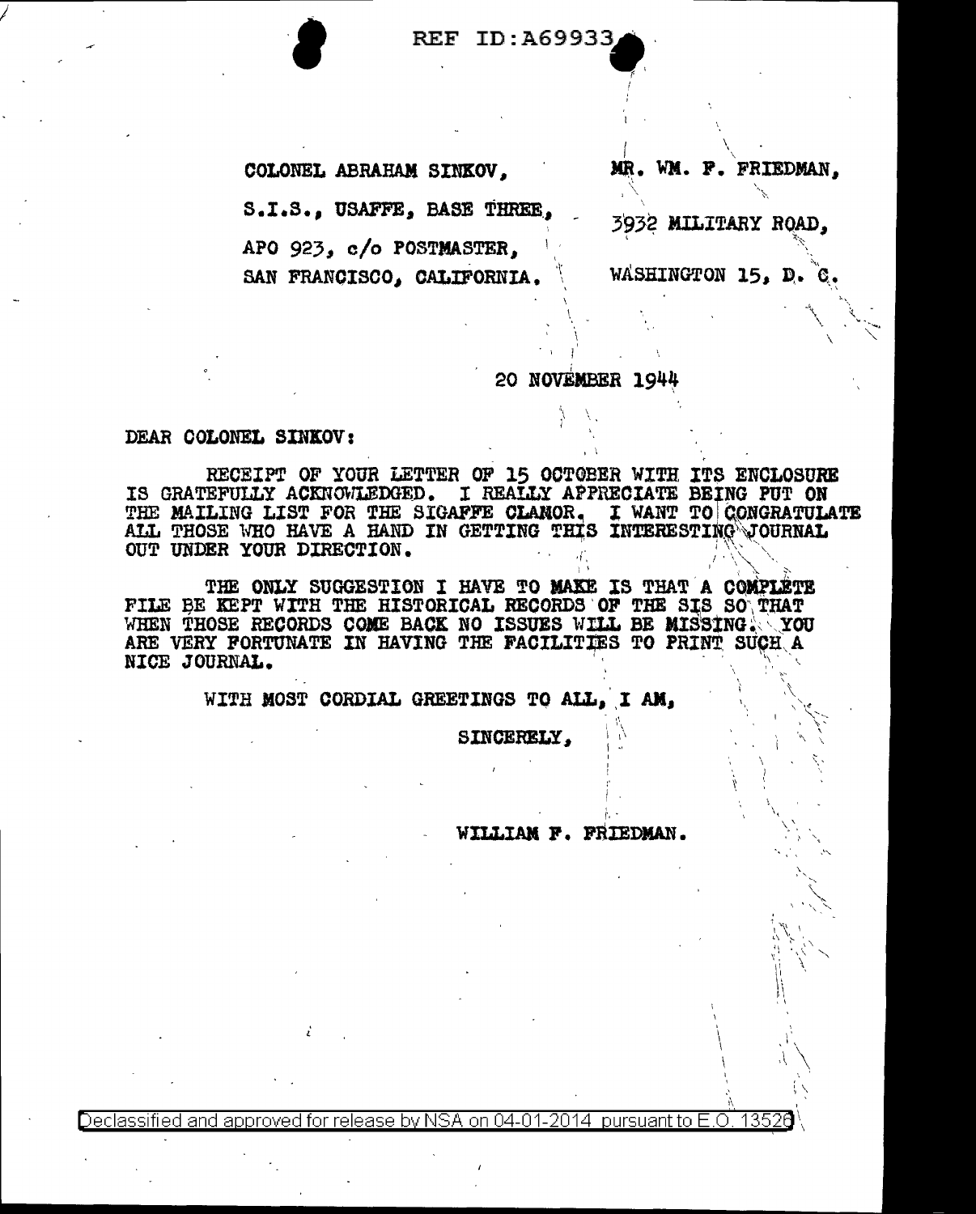REF ID:A69933

COLONEL ABRAHAM SINKOV,
S.I.S., USAFFE, BASE THREE,
APO 923, c/o POSTMASTER,
SAN FRANCISCO, CALIFORNIA.

MR. WM. F. FRIEDMAN,
3932 MILITARY ROAD,
WASHINGTON 15, D. C.

20 NOVEMBER 1944

DEAR COLONEL SINKOV:

RECEIPT OF YOUR LETTER OF 15 OCTOBER WITH ITS ENCLOSURE IS GRATEFULLY ACKNOWLEDGED. I REALLY APPRECIATE BEING PUT ON THE MAILING LIST FOR THE SIGAFFE CLAMOR. I WANT TO CONGRATULATE ALL THOSE WHO HAVE A HAND IN GETTING THIS INTERESTING JOURNAL OUT UNDER YOUR DIRECTION.

THE ONLY SUGGESTION I HAVE TO MAKE IS THAT A COMPLETE FILE BE KEPT WITH THE HISTORICAL RECORDS OF THE SIS SO THAT WHEN THOSE RECORDS COME BACK NO ISSUES WILL BE MISSING. YOU ARE VERY FORTUNATE IN HAVING THE FACILITIES TO PRINT SUCH A NICE JOURNAL.

WITH MOST CORDIAL GREETINGS TO ALL, I AM,

SINCERELY,

WILLIAM F. FRIEDMAN.

Declassified and approved for release by NSA on 04-01-2014 pursuant to E.O. 13526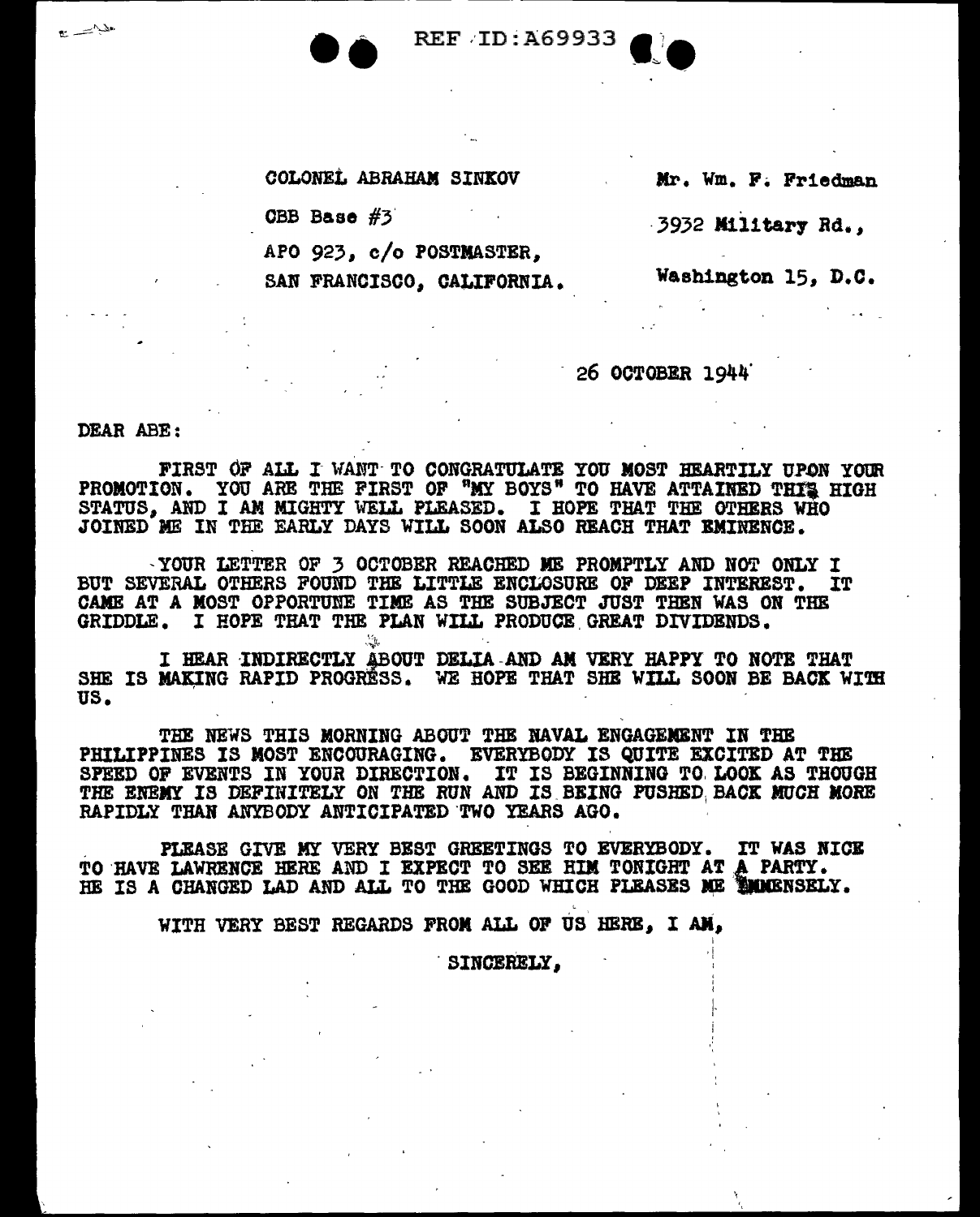REF ID:A69933

COLONEL ABRAHAM SINKOV

CBB Base #3

APO 923, c/o POSTMASTER,

SAN FRANCISCO, CALIFORNIA.

Mr. Wm. F. Friedman

3932 Military Rd.,

Washington 15, D.C.

26 OCTOBER 1944

DEAR ABE:

FIRST OF ALL I WANT TO CONGRATULATE YOU MOST HEARTILY UPON YOUR PROMOTION. YOU ARE THE FIRST OF "MY BOYS" TO HAVE ATTAINED THIS HIGH STATUS, AND I AM MIGHTY WELL PLEASED. I HOPE THAT THE OTHERS WHO JOINED ME IN THE EARLY DAYS WILL SOON ALSO REACH THAT EMINENCE.

YOUR LETTER OF 3 OCTOBER REACHED ME PROMPTLY AND NOT ONLY I BUT SEVERAL OTHERS FOUND THE LITTLE ENCLOSURE OF DEEP INTEREST. IT CAME AT A MOST OPPORTUNE TIME AS THE SUBJECT JUST THEN WAS ON THE GRIDDLE. I HOPE THAT THE PLAN WILL PRODUCE GREAT DIVIDENDS.

I HEAR INDIRECTLY ABOUT DELIA AND AM VERY HAPPY TO NOTE THAT SHE IS MAKING RAPID PROGRESS. WE HOPE THAT SHE WILL SOON BE BACK WITH US.

THE NEWS THIS MORNING ABOUT THE NAVAL ENGAGEMENT IN THE PHILIPPINES IS MOST ENCOURAGING. EVERYBODY IS QUITE EXCITED AT THE SPEED OF EVENTS IN YOUR DIRECTION. IT IS BEGINNING TO LOOK AS THOUGH THE ENEMY IS DEFINITELY ON THE RUN AND IS BEING PUSHED BACK MUCH MORE RAPIDLY THAN ANYBODY ANTICIPATED TWO YEARS AGO.

PLEASE GIVE MY VERY BEST GREETINGS TO EVERYBODY. IT WAS NICE TO HAVE LAWRENCE HERE AND I EXPECT TO SEE HIM TONIGHT AT A PARTY. HE IS A CHANGED LAD AND ALL TO THE GOOD WHICH PLEASES ME IMMENSELY.

WITH VERY BEST REGARDS FROM ALL OF US HERE, I AM,

SINCERELY,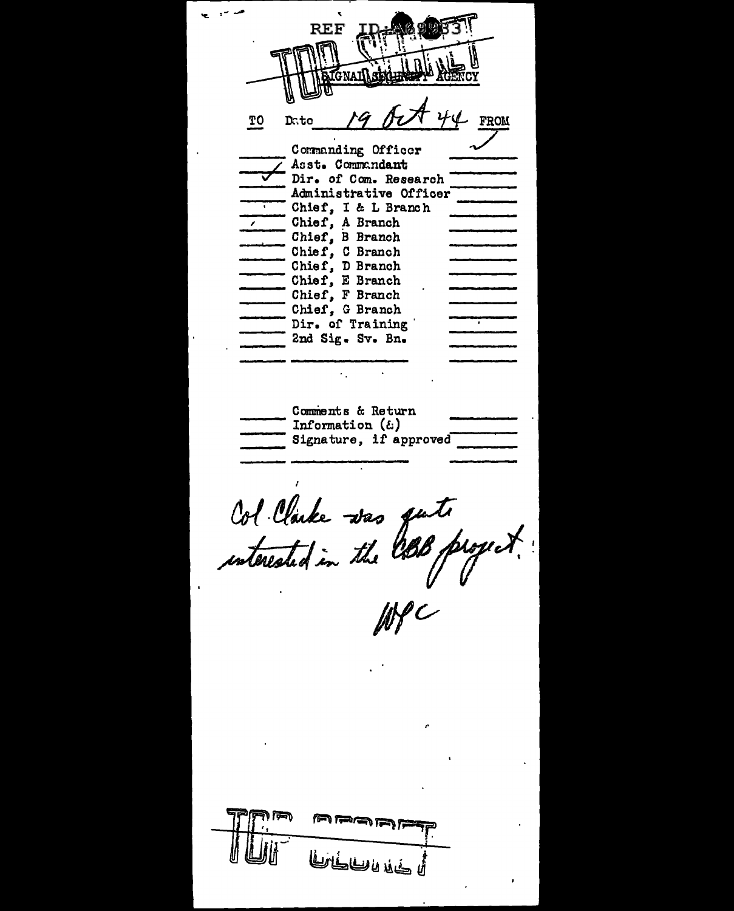REF ID:A68933

TOP SECRET

SIGNAL SECURITY AGENCY

| TO | Date 19 Oct 44 | FROM |
|---|---|---|
| | Commanding Officer | ✓ |
| ✓ | Asst. Commandant | |
| ✓ | Dir. of Com. Research | |
| | Administrative Officer | |
| | Chief, I & L Branch | |
| | Chief, A Branch | |
| | Chief, B Branch | |
| | Chief, C Branch | |
| | Chief, D Branch | |
| | Chief, E Branch | |
| | Chief, F Branch | |
| | Chief, G Branch | |
| | Dir. of Training | |
| | 2nd Sig. Sv. Bn. | |
| | | |
| | Comments & Return | |
| | Information (&) | |
| | Signature, if approved | |
| | | |

Col Clarke was quite interested in the CBB project!

WPC

TOP SECRET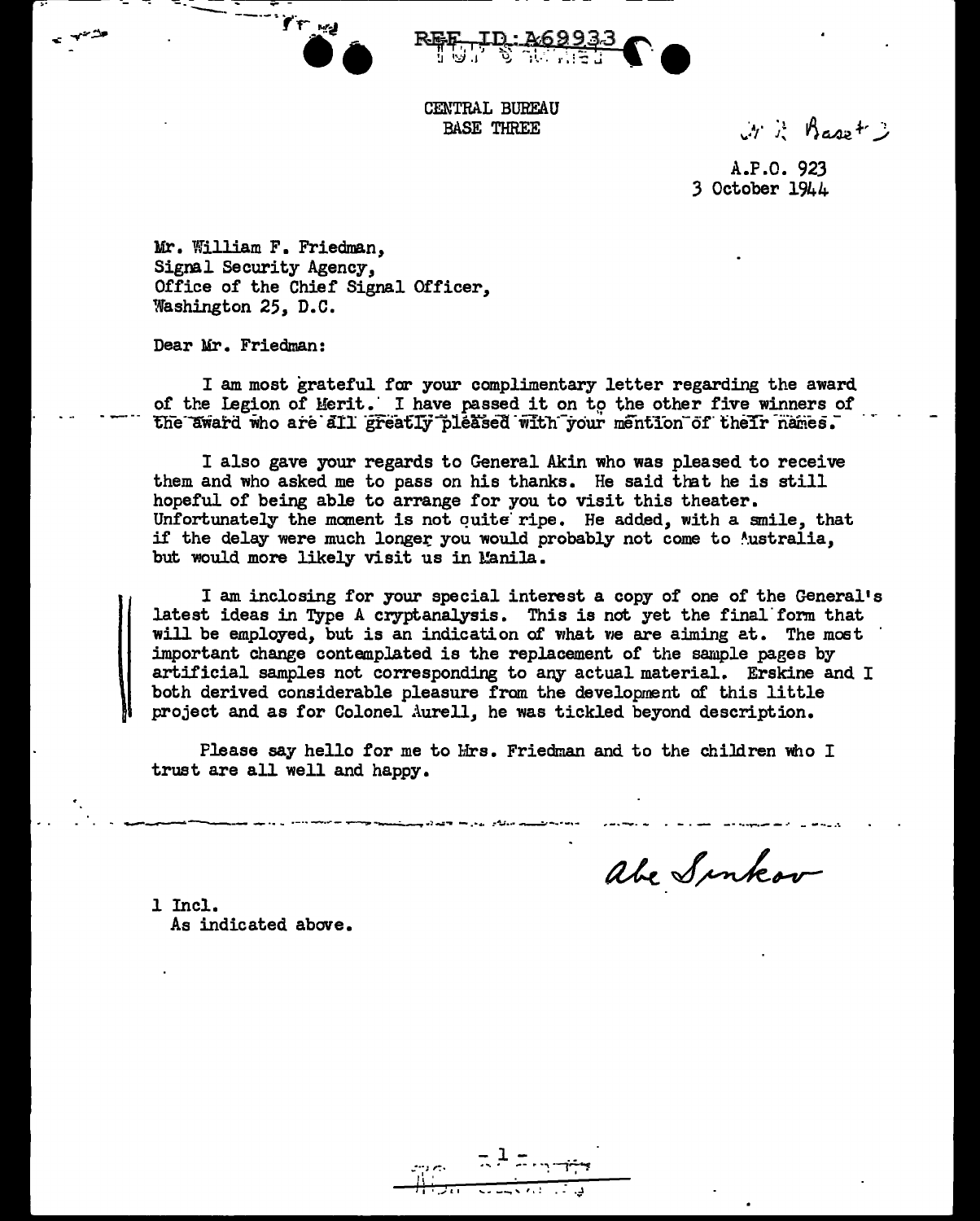CENTRAL BUREAU
BASE THREE

A.P.O. 923
3 October 1944

Mr. William F. Friedman,
Signal Security Agency,
Office of the Chief Signal Officer,
Washington 25, D.C.

Dear Mr. Friedman:

I am most grateful for your complimentary letter regarding the award of the Legion of Merit. I have passed it on to the other five winners of the award who are all greatly pleased with your mention of their names.

I also gave your regards to General Akin who was pleased to receive them and who asked me to pass on his thanks. He said that he is still hopeful of being able to arrange for you to visit this theater. Unfortunately the moment is not quite ripe. He added, with a smile, that if the delay were much longer you would probably not come to Australia, but would more likely visit us in Manila.

I am inclosing for your special interest a copy of one of the General's latest ideas in Type A cryptanalysis. This is not yet the final form that will be employed, but is an indication of what we are aiming at. The most important change contemplated is the replacement of the sample pages by artificial samples not corresponding to any actual material. Erskine and I both derived considerable pleasure from the development of this little project and as for Colonel Aurell, he was tickled beyond description.

Please say hello for me to Mrs. Friedman and to the children who I trust are all well and happy.

Abe Sinkov

1 Incl.
As indicated above.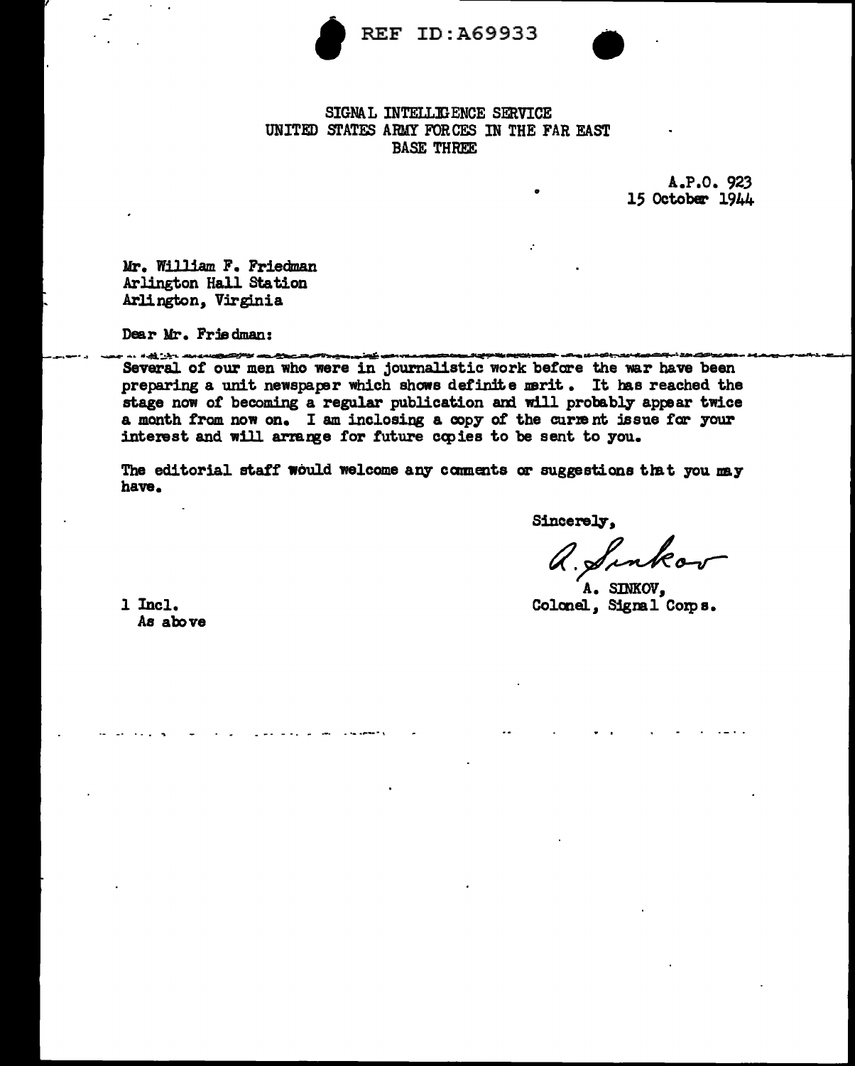REF ID:A69933

SIGNAL INTELLIGENCE SERVICE
UNITED STATES ARMY FORCES IN THE FAR EAST
BASE THREE

A.P.O. 923
15 October 1944

Mr. William F. Friedman
Arlington Hall Station
Arlington, Virginia

Dear Mr. Friedman:

Several of our men who were in journalistic work before the war have been preparing a unit newspaper which shows definite merit. It has reached the stage now of becoming a regular publication and will probably appear twice a month from now on. I am inclosing a copy of the current issue for your interest and will arrange for future copies to be sent to you.

The editorial staff would welcome any comments or suggestions that you may have.

Sincerely,

A. Sinkov

A. SINKOV,
Colonel, Signal Corps.

1 Incl.
As above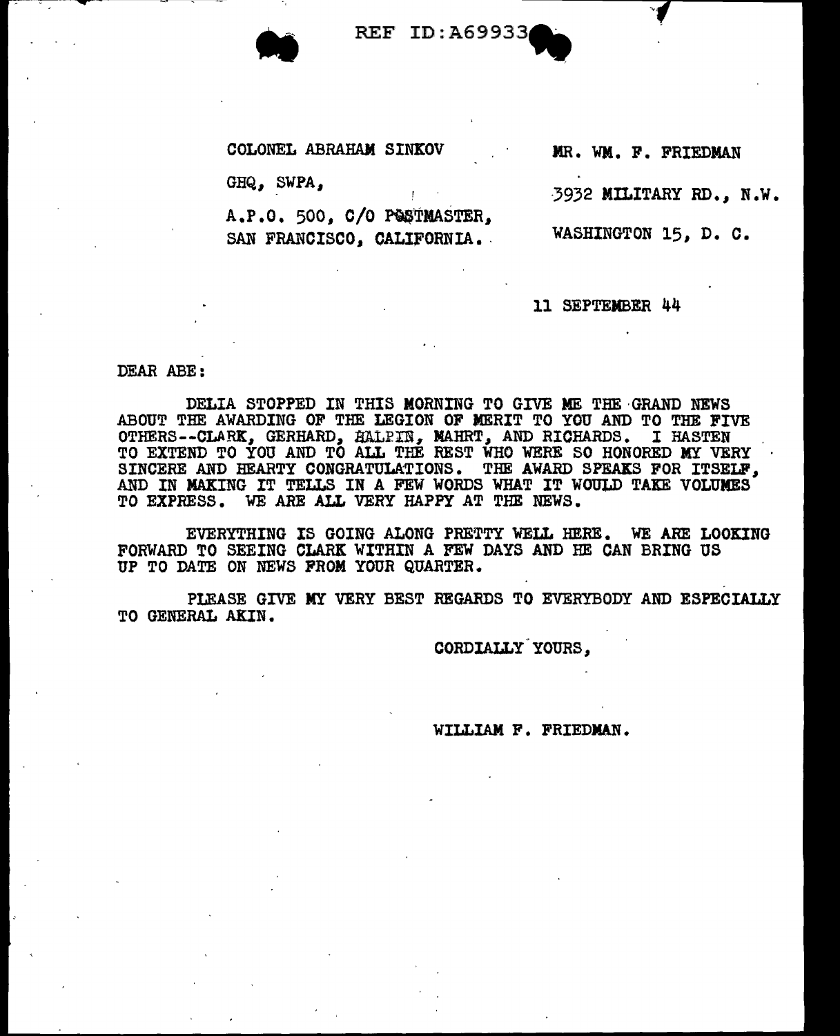REF ID:A69933

COLONEL ABRAHAM SINKOV

GHQ, SWPA,

A.P.O. 500, C/O POSTMASTER,
SAN FRANCISCO, CALIFORNIA.

MR. WM. F. FRIEDMAN

3932 MILITARY RD., N.W.

WASHINGTON 15, D. C.

11 SEPTEMBER 44

DEAR ABE:

DELIA STOPPED IN THIS MORNING TO GIVE ME THE GRAND NEWS ABOUT THE AWARDING OF THE LEGION OF MERIT TO YOU AND TO THE FIVE OTHERS--CLARK, GERHARD, HALPIN, MAHRT, AND RICHARDS. I HASTEN TO EXTEND TO YOU AND TO ALL THE REST WHO WERE SO HONORED MY VERY SINCERE AND HEARTY CONGRATULATIONS. THE AWARD SPEAKS FOR ITSELF, AND IN MAKING IT TELLS IN A FEW WORDS WHAT IT WOULD TAKE VOLUMES TO EXPRESS. WE ARE ALL VERY HAPPY AT THE NEWS.

EVERYTHING IS GOING ALONG PRETTY WELL HERE. WE ARE LOOKING FORWARD TO SEEING CLARK WITHIN A FEW DAYS AND HE CAN BRING US UP TO DATE ON NEWS FROM YOUR QUARTER.

PLEASE GIVE MY VERY BEST REGARDS TO EVERYBODY AND ESPECIALLY TO GENERAL AKIN.

CORDIALLY YOURS,

WILLIAM F. FRIEDMAN.